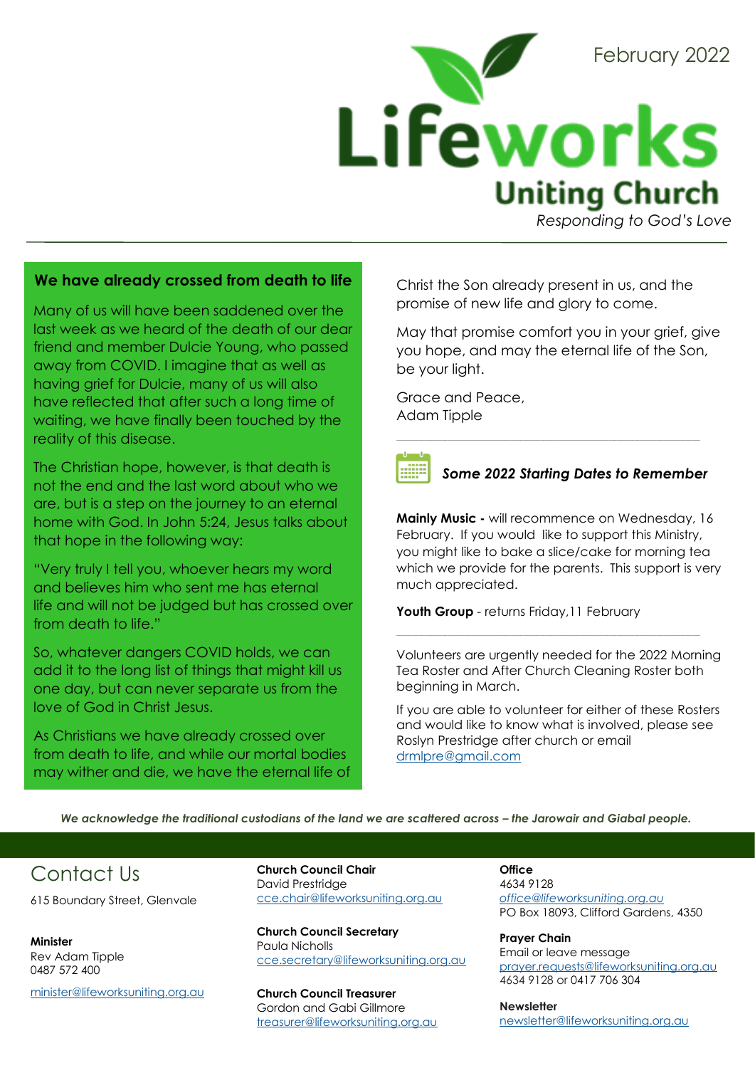# Lifeworks Uniting Church

*Responding to God's Love*

February 2022

## We have already crossed from death to life

Many of us will have been saddened over the last week as we heard of the death of our dear friend and member Dulcie Young, who passed away from COVID. I imagine that as well as having grief for Dulcie, many of us will also have reflected that after such a long time of waiting, we have finally been touched by the reality of this disease.

The Christian hope, however, is that death is not the end and the last word about who we are, but is a step on the journey to an eternal home with God. In John 5:24, Jesus talks about that hope in the following way:

"Very truly I tell you, whoever hears my word and believes him who sent me has eternal life and will not be judged but has crossed over from death to life."

So, whatever dangers COVID holds, we can add it to the long list of things that might kill us one day, but can never separate us from the love of God in Christ Jesus.

As Christians we have already crossed over from death to life, and while our mortal bodies may wither and die, we have the eternal life of Christ the Son already present in us, and the promise of new life and glory to come.

May that promise comfort you in your grief, give you hope, and may the eternal life of the Son, be your light.

Grace and Peace,
Adam Tipple

---

### *Some 2022 Starting Dates to Remember*

**Mainly Music -** will recommence on Wednesday, 16 February. If you would like to support this Ministry, you might like to bake a slice/cake for morning tea which we provide for the parents. This support is very much appreciated.

**Youth Group** - returns Friday,11 February

---

Volunteers are urgently needed for the 2022 Morning Tea Roster and After Church Cleaning Roster both beginning in March.

If you are able to volunteer for either of these Rosters and would like to know what is involved, please see Roslyn Prestridge after church or email drmlpre@gmail.com

***We acknowledge the traditional custodians of the land we are scattered across – the Jarowair and Giabal people.***

## Contact Us

615 Boundary Street, Glenvale

**Minister**
Rev Adam Tipple
0487 572 400
minister@lifeworksuniting.org.au

**Church Council Chair**
David Prestridge
cce.chair@lifeworksuniting.org.au

**Church Council Secretary**
Paula Nicholls
cce.secretary@lifeworksuniting.org.au

**Church Council Treasurer**
Gordon and Gabi Gillmore
treasurer@lifeworksuniting.org.au

**Office**
4634 9128
*office@lifeworksuniting.org.au*
PO Box 18093, Clifford Gardens, 4350

**Prayer Chain**
Email or leave message
prayer.requests@lifeworksuniting.org.au
4634 9128 or 0417 706 304

**Newsletter**
newsletter@lifeworksuniting.org.au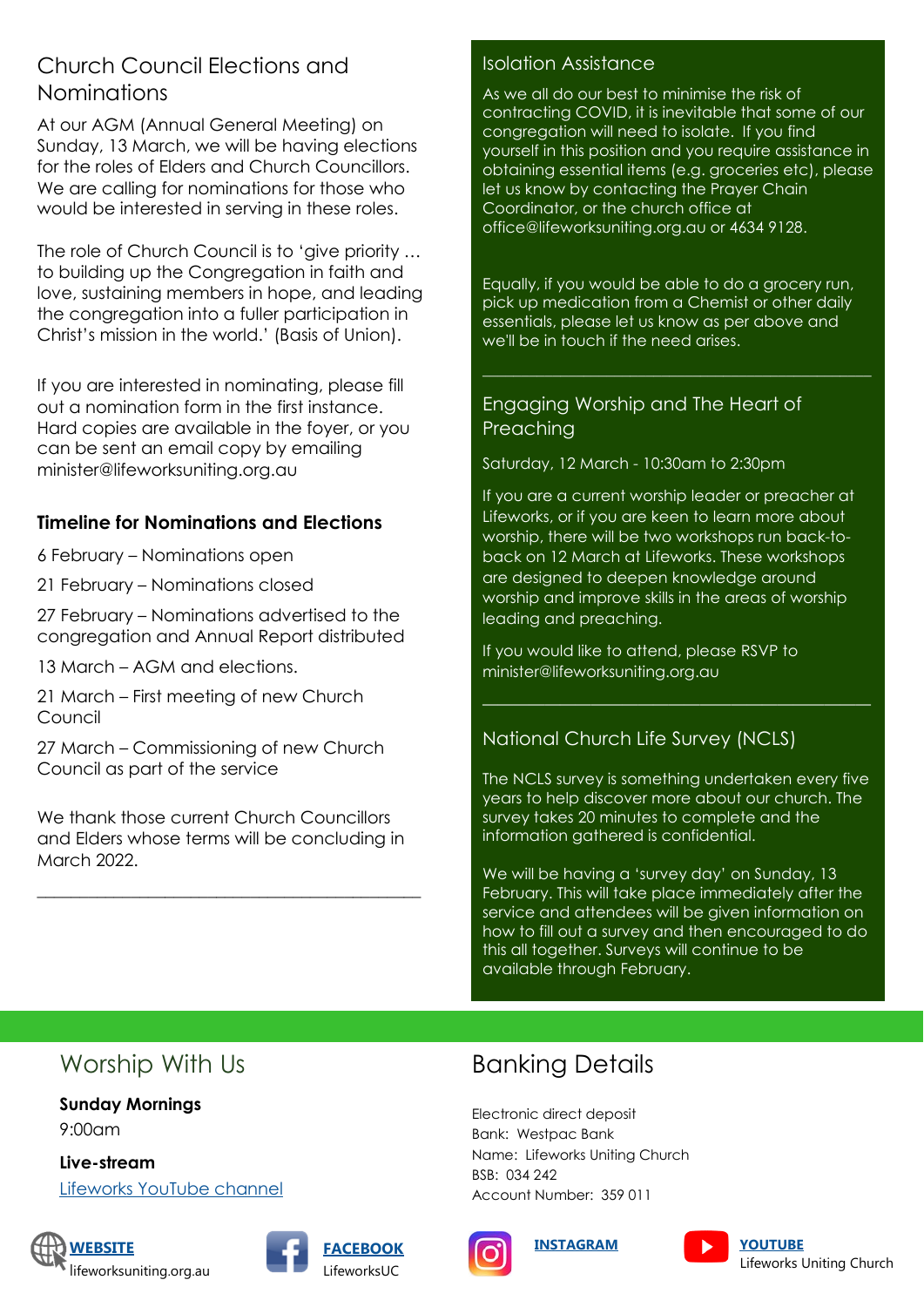## Church Council Elections and Nominations

At our AGM (Annual General Meeting) on Sunday, 13 March, we will be having elections for the roles of Elders and Church Councillors. We are calling for nominations for those who would be interested in serving in these roles.

The role of Church Council is to 'give priority … to building up the Congregation in faith and love, sustaining members in hope, and leading the congregation into a fuller participation in Christ's mission in the world.' (Basis of Union).

If you are interested in nominating, please fill out a nomination form in the first instance. Hard copies are available in the foyer, or you can be sent an email copy by emailing minister@lifeworksuniting.org.au

**Timeline for Nominations and Elections**

6 February – Nominations open

21 February – Nominations closed

27 February – Nominations advertised to the congregation and Annual Report distributed

13 March – AGM and elections.

21 March – First meeting of new Church Council

27 March – Commissioning of new Church Council as part of the service

We thank those current Church Councillors and Elders whose terms will be concluding in March 2022.

---

## Isolation Assistance

As we all do our best to minimise the risk of contracting COVID, it is inevitable that some of our congregation will need to isolate. If you find yourself in this position and you require assistance in obtaining essential items (e.g. groceries etc), please let us know by contacting the Prayer Chain Coordinator, or the church office at office@lifeworksuniting.org.au or 4634 9128.

Equally, if you would be able to do a grocery run, pick up medication from a Chemist or other daily essentials, please let us know as per above and we'll be in touch if the need arises.

---

## Engaging Worship and The Heart of Preaching

Saturday, 12 March - 10:30am to 2:30pm

If you are a current worship leader or preacher at Lifeworks, or if you are keen to learn more about worship, there will be two workshops run back-to-back on 12 March at Lifeworks. These workshops are designed to deepen knowledge around worship and improve skills in the areas of worship leading and preaching.

If you would like to attend, please RSVP to minister@lifeworksuniting.org.au

---

## National Church Life Survey (NCLS)

The NCLS survey is something undertaken every five years to help discover more about our church. The survey takes 20 minutes to complete and the information gathered is confidential.

We will be having a 'survey day' on Sunday, 13 February. This will take place immediately after the service and attendees will be given information on how to fill out a survey and then encouraged to do this all together. Surveys will continue to be available through February.

## Worship With Us

**Sunday Mornings**
9:00am

**Live-stream**
Lifeworks YouTube channel

## Banking Details

Electronic direct deposit
Bank: Westpac Bank
Name: Lifeworks Uniting Church
BSB: 034 242
Account Number: 359 011

**WEBSITE** lifeworksuniting.org.au

**FACEBOOK** LifeworksUC

**INSTAGRAM**

**YOUTUBE** Lifeworks Uniting Church